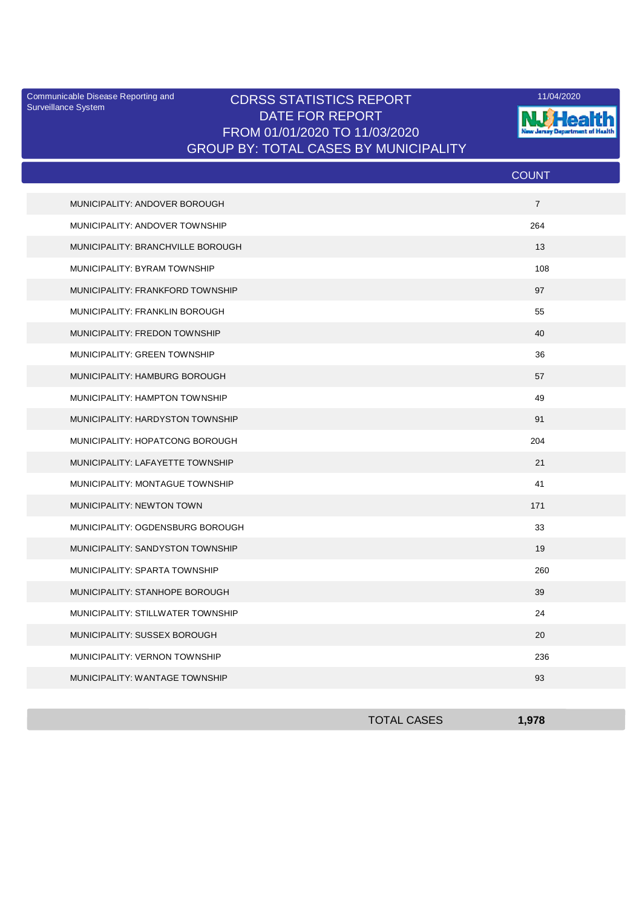Communicable Disease Reporting and Surveillance System

# CDRSS STATISTICS REPORT
## DATE FOR REPORT
## FROM 01/01/2020 TO 11/03/2020
## GROUP BY: TOTAL CASES BY MUNICIPALITY

11/04/2020

NJ Health New Jersey Department of Health

| | COUNT |
|---|---|
| MUNICIPALITY: ANDOVER BOROUGH | 7 |
| MUNICIPALITY: ANDOVER TOWNSHIP | 264 |
| MUNICIPALITY: BRANCHVILLE BOROUGH | 13 |
| MUNICIPALITY: BYRAM TOWNSHIP | 108 |
| MUNICIPALITY: FRANKFORD TOWNSHIP | 97 |
| MUNICIPALITY: FRANKLIN BOROUGH | 55 |
| MUNICIPALITY: FREDON TOWNSHIP | 40 |
| MUNICIPALITY: GREEN TOWNSHIP | 36 |
| MUNICIPALITY: HAMBURG BOROUGH | 57 |
| MUNICIPALITY: HAMPTON TOWNSHIP | 49 |
| MUNICIPALITY: HARDYSTON TOWNSHIP | 91 |
| MUNICIPALITY: HOPATCONG BOROUGH | 204 |
| MUNICIPALITY: LAFAYETTE TOWNSHIP | 21 |
| MUNICIPALITY: MONTAGUE TOWNSHIP | 41 |
| MUNICIPALITY: NEWTON TOWN | 171 |
| MUNICIPALITY: OGDENSBURG BOROUGH | 33 |
| MUNICIPALITY: SANDYSTON TOWNSHIP | 19 |
| MUNICIPALITY: SPARTA TOWNSHIP | 260 |
| MUNICIPALITY: STANHOPE BOROUGH | 39 |
| MUNICIPALITY: STILLWATER TOWNSHIP | 24 |
| MUNICIPALITY: SUSSEX BOROUGH | 20 |
| MUNICIPALITY: VERNON TOWNSHIP | 236 |
| MUNICIPALITY: WANTAGE TOWNSHIP | 93 |
| TOTAL CASES | **1,978** |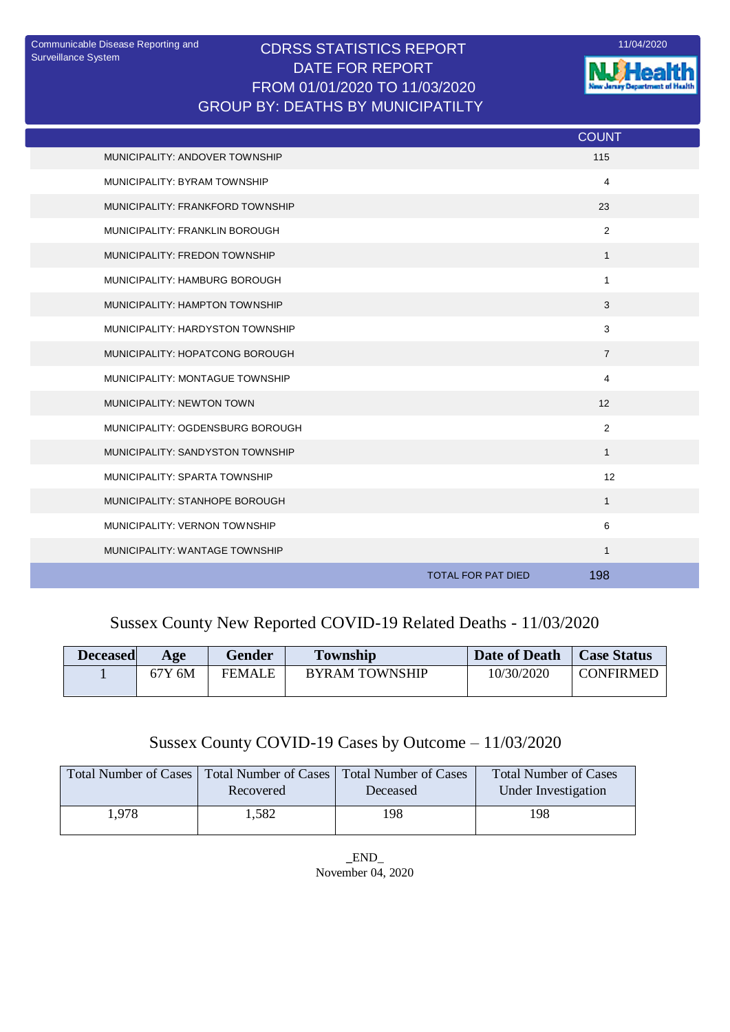Communicable Disease Reporting and Surveillance System

# CDRSS STATISTICS REPORT
## DATE FOR REPORT
## FROM 01/01/2020 TO 11/03/2020
## GROUP BY: DEATHS BY MUNICIPATILTY

11/04/2020

NJ Health New Jersey Department of Health

| | COUNT |
|---|---|
| MUNICIPALITY: ANDOVER TOWNSHIP | 115 |
| MUNICIPALITY: BYRAM TOWNSHIP | 4 |
| MUNICIPALITY: FRANKFORD TOWNSHIP | 23 |
| MUNICIPALITY: FRANKLIN BOROUGH | 2 |
| MUNICIPALITY: FREDON TOWNSHIP | 1 |
| MUNICIPALITY: HAMBURG BOROUGH | 1 |
| MUNICIPALITY: HAMPTON TOWNSHIP | 3 |
| MUNICIPALITY: HARDYSTON TOWNSHIP | 3 |
| MUNICIPALITY: HOPATCONG BOROUGH | 7 |
| MUNICIPALITY: MONTAGUE TOWNSHIP | 4 |
| MUNICIPALITY: NEWTON TOWN | 12 |
| MUNICIPALITY: OGDENSBURG BOROUGH | 2 |
| MUNICIPALITY: SANDYSTON TOWNSHIP | 1 |
| MUNICIPALITY: SPARTA TOWNSHIP | 12 |
| MUNICIPALITY: STANHOPE BOROUGH | 1 |
| MUNICIPALITY: VERNON TOWNSHIP | 6 |
| MUNICIPALITY: WANTAGE TOWNSHIP | 1 |
| TOTAL FOR PAT DIED | 198 |

## Sussex County New Reported COVID-19 Related Deaths - 11/03/2020

| Deceased | Age | Gender | Township | Date of Death | Case Status |
|---|---|---|---|---|---|
| 1 | 67Y 6M | FEMALE | BYRAM TOWNSHIP | 10/30/2020 | CONFIRMED |

## Sussex County COVID-19 Cases by Outcome – 11/03/2020

| Total Number of Cases | Total Number of Cases Recovered | Total Number of Cases Deceased | Total Number of Cases Under Investigation |
|---|---|---|---|
| 1,978 | 1,582 | 198 | 198 |

_END_
November 04, 2020